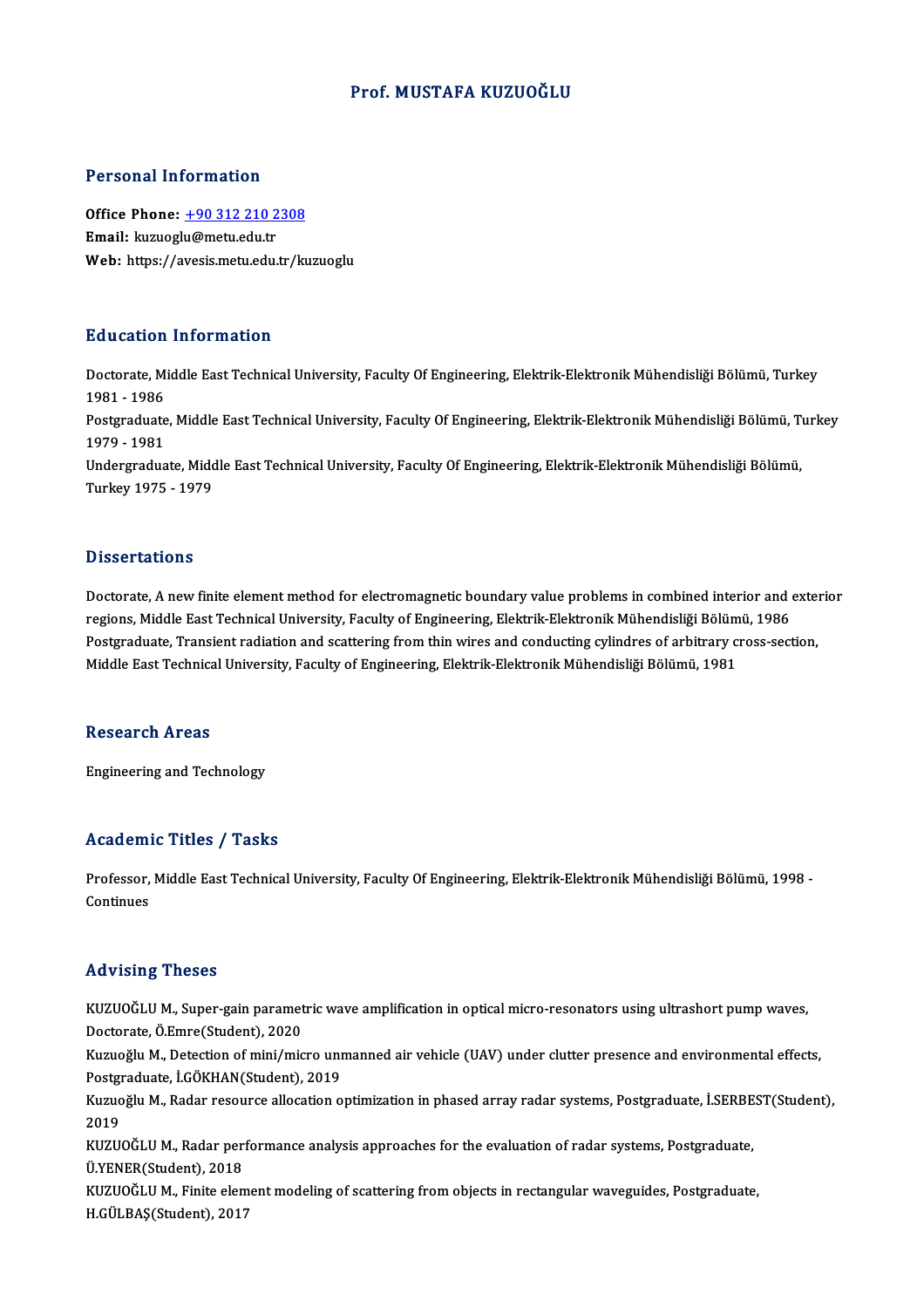# Prof. MUSTAFA KUZUOĞLU

## Personal Information

**Office Phone:** +90 312 210 2308
**Email:** kuzuoglu@metu.edu.tr
**Web:** https://avesis.metu.edu.tr/kuzuoglu

## Education Information

Doctorate, Middle East Technical University, Faculty Of Engineering, Elektrik-Elektronik Mühendisliği Bölümü, Turkey 1981 - 1986

Postgraduate, Middle East Technical University, Faculty Of Engineering, Elektrik-Elektronik Mühendisliği Bölümü, Turkey 1979 - 1981

Undergraduate, Middle East Technical University, Faculty Of Engineering, Elektrik-Elektronik Mühendisliği Bölümü, Turkey 1975 - 1979

## Dissertations

Doctorate, A new finite element method for electromagnetic boundary value problems in combined interior and exterior regions, Middle East Technical University, Faculty of Engineering, Elektrik-Elektronik Mühendisliği Bölümü, 1986

Postgraduate, Transient radiation and scattering from thin wires and conducting cylindres of arbitrary cross-section, Middle East Technical University, Faculty of Engineering, Elektrik-Elektronik Mühendisliği Bölümü, 1981

## Research Areas

Engineering and Technology

## Academic Titles / Tasks

Professor, Middle East Technical University, Faculty Of Engineering, Elektrik-Elektronik Mühendisliği Bölümü, 1998 - Continues

## Advising Theses

KUZUOĞLU M., Super-gain parametric wave amplification in optical micro-resonators using ultrashort pump waves, Doctorate, Ö.Emre(Student), 2020

Kuzuoğlu M., Detection of mini/micro unmanned air vehicle (UAV) under clutter presence and environmental effects, Postgraduate, İ.GÖKHAN(Student), 2019

Kuzuoğlu M., Radar resource allocation optimization in phased array radar systems, Postgraduate, İ.SERBEST(Student), 2019

KUZUOĞLU M., Radar performance analysis approaches for the evaluation of radar systems, Postgraduate, Ü.YENER(Student), 2018

KUZUOĞLU M., Finite element modeling of scattering from objects in rectangular waveguides, Postgraduate, H.GÜLBAŞ(Student), 2017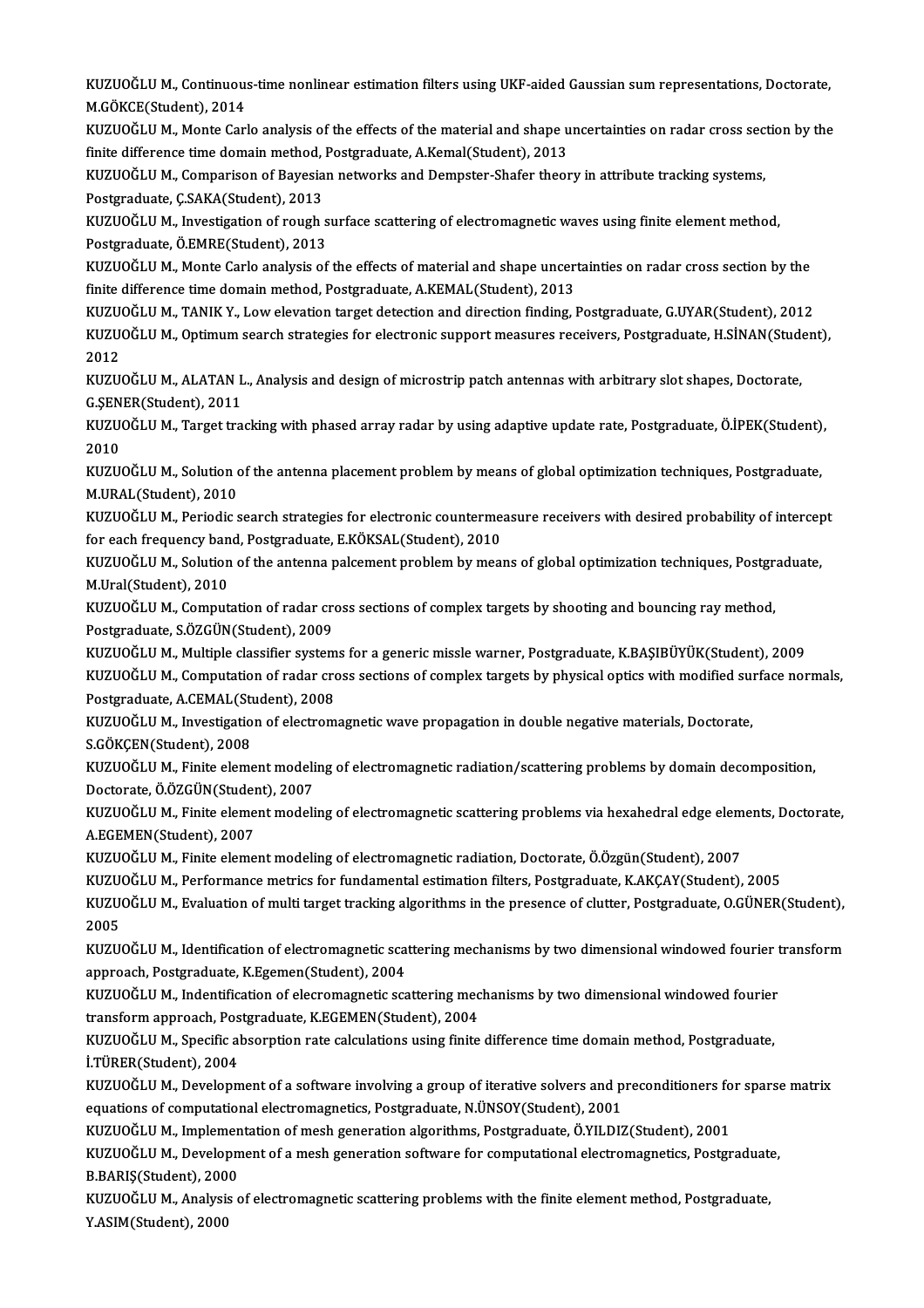KUZUOĞLU M., Continuous-time nonlinear estimation filters using UKF-aided Gaussian sum representations, Doctorate, M.GÖKCE(Student), 2014

KUZUOĞLU M., Monte Carlo analysis of the effects of the material and shape uncertainties on radar cross section by the finite difference time domain method, Postgraduate, A.Kemal(Student), 2013

KUZUOĞLU M., Comparison of Bayesian networks and Dempster-Shafer theory in attribute tracking systems, Postgraduate, Ç.SAKA(Student), 2013

KUZUOĞLU M., Investigation of rough surface scattering of electromagnetic waves using finite element method, Postgraduate, Ö.EMRE(Student), 2013

KUZUOĞLU M., Monte Carlo analysis of the effects of material and shape uncertainties on radar cross section by the finite difference time domain method, Postgraduate, A.KEMAL(Student), 2013

KUZUOĞLU M., TANIK Y., Low elevation target detection and direction finding, Postgraduate, G.UYAR(Student), 2012

KUZUOĞLU M., Optimum search strategies for electronic support measures receivers, Postgraduate, H.SİNAN(Student), 2012

KUZUOĞLU M., ALATAN L., Analysis and design of microstrip patch antennas with arbitrary slot shapes, Doctorate, G.ŞENER(Student), 2011

KUZUOĞLU M., Target tracking with phased array radar by using adaptive update rate, Postgraduate, Ö.İPEK(Student), 2010

KUZUOĞLU M., Solution of the antenna placement problem by means of global optimization techniques, Postgraduate, M.URAL(Student), 2010

KUZUOĞLU M., Periodic search strategies for electronic countermeasure receivers with desired probability of intercept for each frequency band, Postgraduate, E.KÖKSAL(Student), 2010

KUZUOĞLU M., Solution of the antenna palcement problem by means of global optimization techniques, Postgraduate, M.Ural(Student), 2010

KUZUOĞLU M., Computation of radar cross sections of complex targets by shooting and bouncing ray method, Postgraduate, S.ÖZGÜN(Student), 2009

KUZUOĞLU M., Multiple classifier systems for a generic missle warner, Postgraduate, K.BAŞIBÜYÜK(Student), 2009

KUZUOĞLU M., Computation of radar cross sections of complex targets by physical optics with modified surface normals, Postgraduate, A.CEMAL(Student), 2008

KUZUOĞLU M., Investigation of electromagnetic wave propagation in double negative materials, Doctorate, S.GÖKÇEN(Student), 2008

KUZUOĞLU M., Finite element modeling of electromagnetic radiation/scattering problems by domain decomposition, Doctorate, Ö.ÖZGÜN(Student), 2007

KUZUOĞLU M., Finite element modeling of electromagnetic scattering problems via hexahedral edge elements, Doctorate, A.EGEMEN(Student), 2007

KUZUOĞLU M., Finite element modeling of electromagnetic radiation, Doctorate, Ö.Özgün(Student), 2007

KUZUOĞLU M., Performance metrics for fundamental estimation filters, Postgraduate, K.AKÇAY(Student), 2005

KUZUOĞLU M., Evaluation of multi target tracking algorithms in the presence of clutter, Postgraduate, O.GÜNER(Student), 2005

KUZUOĞLU M., Identification of electromagnetic scattering mechanisms by two dimensional windowed fourier transform approach, Postgraduate, K.Egemen(Student), 2004

KUZUOĞLU M., Indentification of elecromagnetic scattering mechanisms by two dimensional windowed fourier transform approach, Postgraduate, K.EGEMEN(Student), 2004

KUZUOĞLU M., Specific absorption rate calculations using finite difference time domain method, Postgraduate, İ.TÜRER(Student), 2004

KUZUOĞLU M., Development of a software involving a group of iterative solvers and preconditioners for sparse matrix equations of computational electromagnetics, Postgraduate, N.ÜNSOY(Student), 2001

KUZUOĞLU M., Implementation of mesh generation algorithms, Postgraduate, Ö.YILDIZ(Student), 2001

KUZUOĞLU M., Development of a mesh generation software for computational electromagnetics, Postgraduate, B.BARIŞ(Student), 2000

KUZUOĞLU M., Analysis of electromagnetic scattering problems with the finite element method, Postgraduate, Y.ASIM(Student), 2000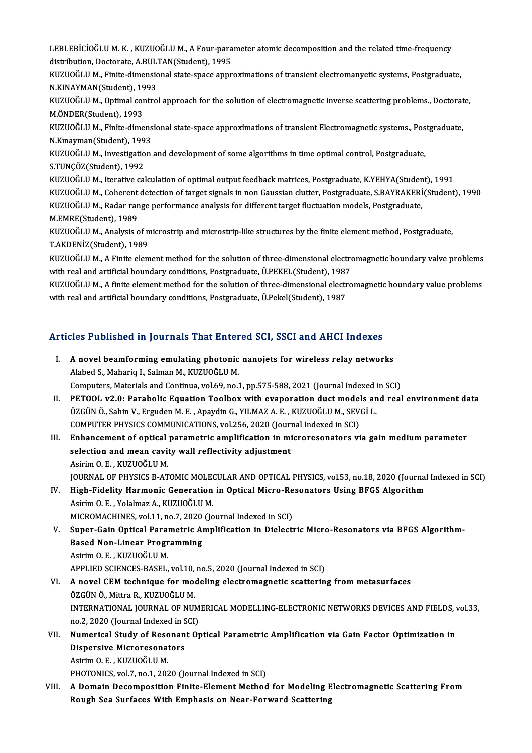LEBLEBİCİOĞLU M. K. , KUZUOĞLU M., A Four-parameter atomic decomposition and the related time-frequency distribution, Doctorate, A.BULTAN(Student), 1995

KUZUOĞLU M., Finite-dimensional state-space approximations of transient electromanyetic systems, Postgraduate, N.KINAYMAN(Student), 1993

KUZUOĞLU M., Optimal control approach for the solution of electromagnetic inverse scattering problems., Doctorate, M.ÖNDER(Student), 1993

KUZUOĞLU M., Finite-dimensional state-space approximations of transient Electromagnetic systems., Postgraduate, N.Kınayman(Student), 1993

KUZUOĞLU M., Investigation and development of some algorithms in time optimal control, Postgraduate, S.TUNÇÖZ(Student), 1992

KUZUOĞLU M., Iterative calculation of optimal output feedback matrices, Postgraduate, K.YEHYA(Student), 1991

KUZUOĞLU M., Coherent detection of target signals in non Gaussian clutter, Postgraduate, S.BAYRAKERİ(Student), 1990

KUZUOĞLU M., Radar range performance analysis for different target fluctuation models, Postgraduate, M.EMRE(Student), 1989

KUZUOĞLU M., Analysis of microstrip and microstrip-like structures by the finite element method, Postgraduate, T.AKDENİZ(Student), 1989

KUZUOĞLU M., A Finite element method for the solution of three-dimensional electromagnetic boundary valve problems with real and artificial boundary conditions, Postgraduate, Ü.PEKEL(Student), 1987

KUZUOĞLU M., A finite element method for the solution of three-dimensional electromagnetic boundary value problems with real and artificial boundary conditions, Postgraduate, Ü.Pekel(Student), 1987

## Articles Published in Journals That Entered SCI, SSCI and AHCI Indexes

I. **A novel beamforming emulating photonic nanojets for wireless relay networks**
   Alabed S., Mahariq I., Salman M., KUZUOĞLU M.
   Computers, Materials and Continua, vol.69, no.1, pp.575-588, 2021 (Journal Indexed in SCI)

II. **PETOOL v2.0: Parabolic Equation Toolbox with evaporation duct models and real environment data**
   ÖZGÜN Ö., Sahin V., Erguden M. E. , Apaydin G., YILMAZ A. E. , KUZUOĞLU M., SEVGİ L.
   COMPUTER PHYSICS COMMUNICATIONS, vol.256, 2020 (Journal Indexed in SCI)

III. **Enhancement of optical parametric amplification in microresonators via gain medium parameter selection and mean cavity wall reflectivity adjustment**
   Asirim O. E. , KUZUOĞLU M.
   JOURNAL OF PHYSICS B-ATOMIC MOLECULAR AND OPTICAL PHYSICS, vol.53, no.18, 2020 (Journal Indexed in SCI)

IV. **High-Fidelity Harmonic Generation in Optical Micro-Resonators Using BFGS Algorithm**
   Asirim O. E. , Yolalmaz A., KUZUOĞLU M.
   MICROMACHINES, vol.11, no.7, 2020 (Journal Indexed in SCI)

V. **Super-Gain Optical Parametric Amplification in Dielectric Micro-Resonators via BFGS Algorithm-Based Non-Linear Programming**
   Asirim O. E. , KUZUOĞLU M.
   APPLIED SCIENCES-BASEL, vol.10, no.5, 2020 (Journal Indexed in SCI)

VI. **A novel CEM technique for modeling electromagnetic scattering from metasurfaces**
   ÖZGÜN Ö., Mittra R., KUZUOĞLU M.
   INTERNATIONAL JOURNAL OF NUMERICAL MODELLING-ELECTRONIC NETWORKS DEVICES AND FIELDS, vol.33, no.2, 2020 (Journal Indexed in SCI)

VII. **Numerical Study of Resonant Optical Parametric Amplification via Gain Factor Optimization in Dispersive Microresonators**
   Asirim O. E. , KUZUOĞLU M.
   PHOTONICS, vol.7, no.1, 2020 (Journal Indexed in SCI)

VIII. **A Domain Decomposition Finite-Element Method for Modeling Electromagnetic Scattering From Rough Sea Surfaces With Emphasis on Near-Forward Scattering**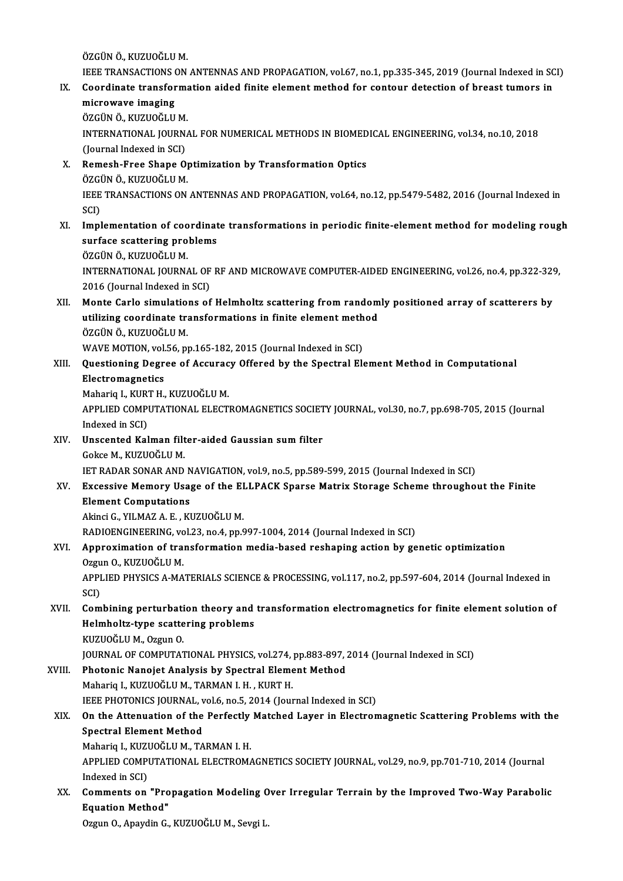ÖZGÜN Ö., KUZUOĞLU M.
IEEE TRANSACTIONS ON ANTENNAS AND PROPAGATION, vol.67, no.1, pp.335-345, 2019 (Journal Indexed in SCI)

IX. **Coordinate transformation aided finite element method for contour detection of breast tumors in microwave imaging**
ÖZGÜN Ö., KUZUOĞLU M.
INTERNATIONAL JOURNAL FOR NUMERICAL METHODS IN BIOMEDICAL ENGINEERING, vol.34, no.10, 2018 (Journal Indexed in SCI)

X. **Remesh-Free Shape Optimization by Transformation Optics**
ÖZGÜN Ö., KUZUOĞLU M.
IEEE TRANSACTIONS ON ANTENNAS AND PROPAGATION, vol.64, no.12, pp.5479-5482, 2016 (Journal Indexed in SCI)

XI. **Implementation of coordinate transformations in periodic finite-element method for modeling rough surface scattering problems**
ÖZGÜN Ö., KUZUOĞLU M.
INTERNATIONAL JOURNAL OF RF AND MICROWAVE COMPUTER-AIDED ENGINEERING, vol.26, no.4, pp.322-329, 2016 (Journal Indexed in SCI)

XII. **Monte Carlo simulations of Helmholtz scattering from randomly positioned array of scatterers by utilizing coordinate transformations in finite element method**
ÖZGÜN Ö., KUZUOĞLU M.
WAVE MOTION, vol.56, pp.165-182, 2015 (Journal Indexed in SCI)

XIII. **Questioning Degree of Accuracy Offered by the Spectral Element Method in Computational Electromagnetics**
Mahariq I., KURT H., KUZUOĞLU M.
APPLIED COMPUTATIONAL ELECTROMAGNETICS SOCIETY JOURNAL, vol.30, no.7, pp.698-705, 2015 (Journal Indexed in SCI)

XIV. **Unscented Kalman filter-aided Gaussian sum filter**
Gokce M., KUZUOĞLU M.
IET RADAR SONAR AND NAVIGATION, vol.9, no.5, pp.589-599, 2015 (Journal Indexed in SCI)

XV. **Excessive Memory Usage of the ELLPACK Sparse Matrix Storage Scheme throughout the Finite Element Computations**
Akinci G., YILMAZ A. E. , KUZUOĞLU M.
RADIOENGINEERING, vol.23, no.4, pp.997-1004, 2014 (Journal Indexed in SCI)

XVI. **Approximation of transformation media-based reshaping action by genetic optimization**
Ozgun O., KUZUOĞLU M.
APPLIED PHYSICS A-MATERIALS SCIENCE & PROCESSING, vol.117, no.2, pp.597-604, 2014 (Journal Indexed in SCI)

XVII. **Combining perturbation theory and transformation electromagnetics for finite element solution of Helmholtz-type scattering problems**
KUZUOĞLU M., Ozgun O.
JOURNAL OF COMPUTATIONAL PHYSICS, vol.274, pp.883-897, 2014 (Journal Indexed in SCI)

XVIII. **Photonic Nanojet Analysis by Spectral Element Method**
Mahariq I., KUZUOĞLU M., TARMAN I. H. , KURT H.
IEEE PHOTONICS JOURNAL, vol.6, no.5, 2014 (Journal Indexed in SCI)

XIX. **On the Attenuation of the Perfectly Matched Layer in Electromagnetic Scattering Problems with the Spectral Element Method**
Mahariq I., KUZUOĞLU M., TARMAN I. H.
APPLIED COMPUTATIONAL ELECTROMAGNETICS SOCIETY JOURNAL, vol.29, no.9, pp.701-710, 2014 (Journal Indexed in SCI)

XX. **Comments on "Propagation Modeling Over Irregular Terrain by the Improved Two-Way Parabolic Equation Method"**
Ozgun O., Apaydin G., KUZUOĞLU M., Sevgi L.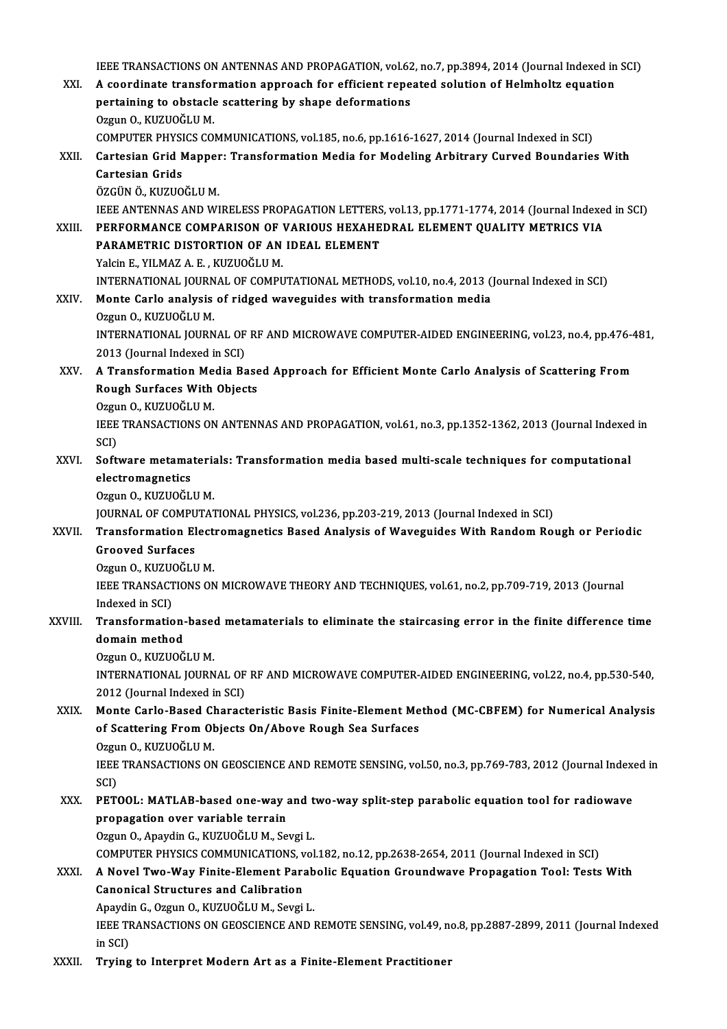IEEE TRANSACTIONS ON ANTENNAS AND PROPAGATION, vol.62, no.7, pp.3894, 2014 (Journal Indexed in SCI)

XXI. **A coordinate transformation approach for efficient repeated solution of Helmholtz equation pertaining to obstacle scattering by shape deformations**
Ozgun O., KUZUOĞLU M.
COMPUTER PHYSICS COMMUNICATIONS, vol.185, no.6, pp.1616-1627, 2014 (Journal Indexed in SCI)

XXII. **Cartesian Grid Mapper: Transformation Media for Modeling Arbitrary Curved Boundaries With Cartesian Grids**
ÖZGÜN Ö., KUZUOĞLU M.
IEEE ANTENNAS AND WIRELESS PROPAGATION LETTERS, vol.13, pp.1771-1774, 2014 (Journal Indexed in SCI)

XXIII. **PERFORMANCE COMPARISON OF VARIOUS HEXAHEDRAL ELEMENT QUALITY METRICS VIA PARAMETRIC DISTORTION OF AN IDEAL ELEMENT**
Yalcin E., YILMAZ A. E. , KUZUOĞLU M.
INTERNATIONAL JOURNAL OF COMPUTATIONAL METHODS, vol.10, no.4, 2013 (Journal Indexed in SCI)

XXIV. **Monte Carlo analysis of ridged waveguides with transformation media**
Ozgun O., KUZUOĞLU M.
INTERNATIONAL JOURNAL OF RF AND MICROWAVE COMPUTER-AIDED ENGINEERING, vol.23, no.4, pp.476-481, 2013 (Journal Indexed in SCI)

XXV. **A Transformation Media Based Approach for Efficient Monte Carlo Analysis of Scattering From Rough Surfaces With Objects**
Ozgun O., KUZUOĞLU M.
IEEE TRANSACTIONS ON ANTENNAS AND PROPAGATION, vol.61, no.3, pp.1352-1362, 2013 (Journal Indexed in SCI)

XXVI. **Software metamaterials: Transformation media based multi-scale techniques for computational electromagnetics**
Ozgun O., KUZUOĞLU M.
JOURNAL OF COMPUTATIONAL PHYSICS, vol.236, pp.203-219, 2013 (Journal Indexed in SCI)

XXVII. **Transformation Electromagnetics Based Analysis of Waveguides With Random Rough or Periodic Grooved Surfaces**
Ozgun O., KUZUOĞLU M.
IEEE TRANSACTIONS ON MICROWAVE THEORY AND TECHNIQUES, vol.61, no.2, pp.709-719, 2013 (Journal Indexed in SCI)

XXVIII. **Transformation-based metamaterials to eliminate the staircasing error in the finite difference time domain method**
Ozgun O., KUZUOĞLU M.
INTERNATIONAL JOURNAL OF RF AND MICROWAVE COMPUTER-AIDED ENGINEERING, vol.22, no.4, pp.530-540, 2012 (Journal Indexed in SCI)

XXIX. **Monte Carlo-Based Characteristic Basis Finite-Element Method (MC-CBFEM) for Numerical Analysis of Scattering From Objects On/Above Rough Sea Surfaces**
Ozgun O., KUZUOĞLU M.
IEEE TRANSACTIONS ON GEOSCIENCE AND REMOTE SENSING, vol.50, no.3, pp.769-783, 2012 (Journal Indexed in SCI)

XXX. **PETOOL: MATLAB-based one-way and two-way split-step parabolic equation tool for radiowave propagation over variable terrain**
Ozgun O., Apaydin G., KUZUOĞLU M., Sevgi L.
COMPUTER PHYSICS COMMUNICATIONS, vol.182, no.12, pp.2638-2654, 2011 (Journal Indexed in SCI)

XXXI. **A Novel Two-Way Finite-Element Parabolic Equation Groundwave Propagation Tool: Tests With Canonical Structures and Calibration**
Apaydin G., Ozgun O., KUZUOĞLU M., Sevgi L.
IEEE TRANSACTIONS ON GEOSCIENCE AND REMOTE SENSING, vol.49, no.8, pp.2887-2899, 2011 (Journal Indexed in SCI)

XXXII. **Trying to Interpret Modern Art as a Finite-Element Practitioner**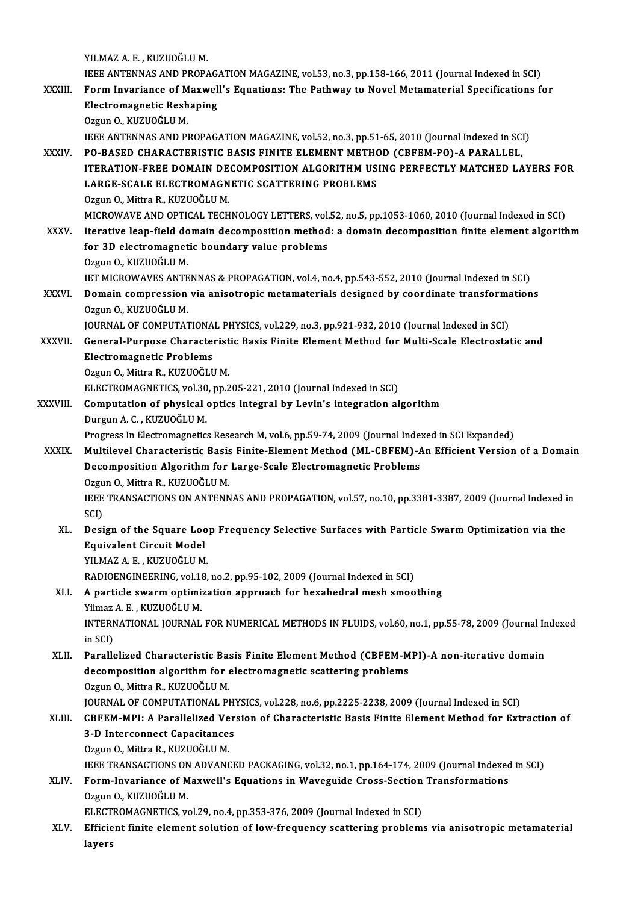YILMAZ A. E. , KUZUOĞLU M.
IEEE ANTENNAS AND PROPAGATION MAGAZINE, vol.53, no.3, pp.158-166, 2011 (Journal Indexed in SCI)

XXXIII. **Form Invariance of Maxwell's Equations: The Pathway to Novel Metamaterial Specifications for Electromagnetic Reshaping**
Ozgun O., KUZUOĞLU M.
IEEE ANTENNAS AND PROPAGATION MAGAZINE, vol.52, no.3, pp.51-65, 2010 (Journal Indexed in SCI)

XXXIV. **PO-BASED CHARACTERISTIC BASIS FINITE ELEMENT METHOD (CBFEM-PO)-A PARALLEL, ITERATION-FREE DOMAIN DECOMPOSITION ALGORITHM USING PERFECTLY MATCHED LAYERS FOR LARGE-SCALE ELECTROMAGNETIC SCATTERING PROBLEMS**
Ozgun O., Mittra R., KUZUOĞLU M.
MICROWAVE AND OPTICAL TECHNOLOGY LETTERS, vol.52, no.5, pp.1053-1060, 2010 (Journal Indexed in SCI)

XXXV. **Iterative leap-field domain decomposition method: a domain decomposition finite element algorithm for 3D electromagnetic boundary value problems**
Ozgun O., KUZUOĞLU M.
IET MICROWAVES ANTENNAS & PROPAGATION, vol.4, no.4, pp.543-552, 2010 (Journal Indexed in SCI)

XXXVI. **Domain compression via anisotropic metamaterials designed by coordinate transformations**
Ozgun O., KUZUOĞLU M.
JOURNAL OF COMPUTATIONAL PHYSICS, vol.229, no.3, pp.921-932, 2010 (Journal Indexed in SCI)

XXXVII. **General-Purpose Characteristic Basis Finite Element Method for Multi-Scale Electrostatic and Electromagnetic Problems**
Ozgun O., Mittra R., KUZUOĞLU M.
ELECTROMAGNETICS, vol.30, pp.205-221, 2010 (Journal Indexed in SCI)

XXXVIII. **Computation of physical optics integral by Levin's integration algorithm**
Durgun A. C. , KUZUOĞLU M.
Progress In Electromagnetics Research M, vol.6, pp.59-74, 2009 (Journal Indexed in SCI Expanded)

XXXIX. **Multilevel Characteristic Basis Finite-Element Method (ML-CBFEM)-An Efficient Version of a Domain Decomposition Algorithm for Large-Scale Electromagnetic Problems**
Ozgun O., Mittra R., KUZUOĞLU M.
IEEE TRANSACTIONS ON ANTENNAS AND PROPAGATION, vol.57, no.10, pp.3381-3387, 2009 (Journal Indexed in SCI)

XL. **Design of the Square Loop Frequency Selective Surfaces with Particle Swarm Optimization via the Equivalent Circuit Model**
YILMAZ A. E. , KUZUOĞLU M.
RADIOENGINEERING, vol.18, no.2, pp.95-102, 2009 (Journal Indexed in SCI)

XLI. **A particle swarm optimization approach for hexahedral mesh smoothing**
Yilmaz A. E. , KUZUOĞLU M.
INTERNATIONAL JOURNAL FOR NUMERICAL METHODS IN FLUIDS, vol.60, no.1, pp.55-78, 2009 (Journal Indexed in SCI)

XLII. **Parallelized Characteristic Basis Finite Element Method (CBFEM-MPI)-A non-iterative domain decomposition algorithm for electromagnetic scattering problems**
Ozgun O., Mittra R., KUZUOĞLU M.
JOURNAL OF COMPUTATIONAL PHYSICS, vol.228, no.6, pp.2225-2238, 2009 (Journal Indexed in SCI)

XLIII. **CBFEM-MPI: A Parallelized Version of Characteristic Basis Finite Element Method for Extraction of 3-D Interconnect Capacitances**
Ozgun O., Mittra R., KUZUOĞLU M.
IEEE TRANSACTIONS ON ADVANCED PACKAGING, vol.32, no.1, pp.164-174, 2009 (Journal Indexed in SCI)

XLIV. **Form-Invariance of Maxwell's Equations in Waveguide Cross-Section Transformations**
Ozgun O., KUZUOĞLU M.
ELECTROMAGNETICS, vol.29, no.4, pp.353-376, 2009 (Journal Indexed in SCI)

XLV. **Efficient finite element solution of low-frequency scattering problems via anisotropic metamaterial layers**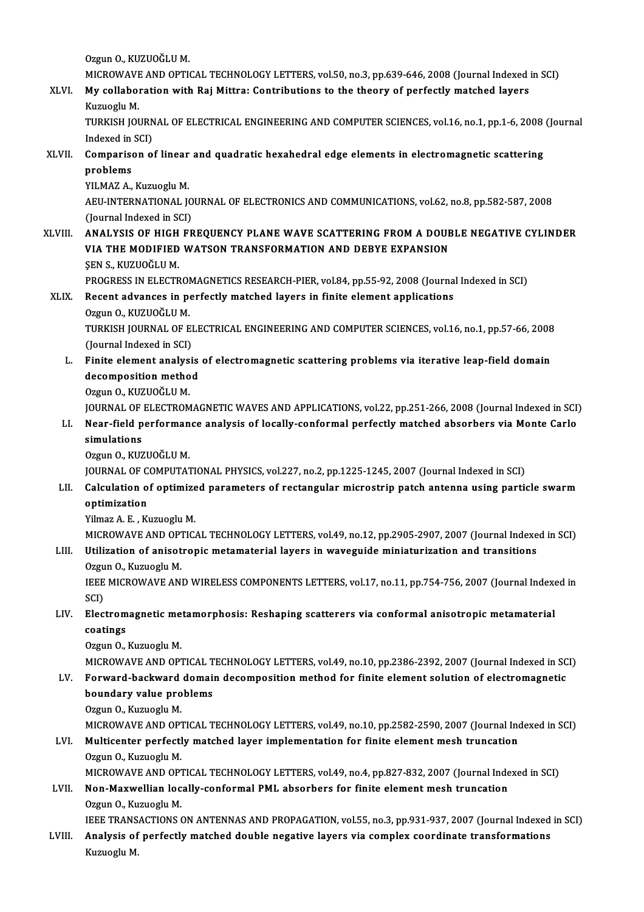Ozgun O., KUZUOĞLU M.
MICROWAVE AND OPTICAL TECHNOLOGY LETTERS, vol.50, no.3, pp.639-646, 2008 (Journal Indexed in SCI)

XLVI. **My collaboration with Raj Mittra: Contributions to the theory of perfectly matched layers**
Kuzuoglu M.
TURKISH JOURNAL OF ELECTRICAL ENGINEERING AND COMPUTER SCIENCES, vol.16, no.1, pp.1-6, 2008 (Journal Indexed in SCI)

XLVII. **Comparison of linear and quadratic hexahedral edge elements in electromagnetic scattering problems**
YILMAZ A., Kuzuoglu M.
AEU-INTERNATIONAL JOURNAL OF ELECTRONICS AND COMMUNICATIONS, vol.62, no.8, pp.582-587, 2008 (Journal Indexed in SCI)

XLVIII. **ANALYSIS OF HIGH FREQUENCY PLANE WAVE SCATTERING FROM A DOUBLE NEGATIVE CYLINDER VIA THE MODIFIED WATSON TRANSFORMATION AND DEBYE EXPANSION**
ŞEN S., KUZUOĞLU M.
PROGRESS IN ELECTROMAGNETICS RESEARCH-PIER, vol.84, pp.55-92, 2008 (Journal Indexed in SCI)

XLIX. **Recent advances in perfectly matched layers in finite element applications**
Ozgun O., KUZUOĞLU M.
TURKISH JOURNAL OF ELECTRICAL ENGINEERING AND COMPUTER SCIENCES, vol.16, no.1, pp.57-66, 2008 (Journal Indexed in SCI)

L. **Finite element analysis of electromagnetic scattering problems via iterative leap-field domain decomposition method**
Ozgun O., KUZUOĞLU M.
JOURNAL OF ELECTROMAGNETIC WAVES AND APPLICATIONS, vol.22, pp.251-266, 2008 (Journal Indexed in SCI)

LI. **Near-field performance analysis of locally-conformal perfectly matched absorbers via Monte Carlo simulations**
Ozgun O., KUZUOĞLU M.
JOURNAL OF COMPUTATIONAL PHYSICS, vol.227, no.2, pp.1225-1245, 2007 (Journal Indexed in SCI)

LII. **Calculation of optimized parameters of rectangular microstrip patch antenna using particle swarm optimization**
Yilmaz A. E. , Kuzuoglu M.
MICROWAVE AND OPTICAL TECHNOLOGY LETTERS, vol.49, no.12, pp.2905-2907, 2007 (Journal Indexed in SCI)

LIII. **Utilization of anisotropic metamaterial layers in waveguide miniaturization and transitions**
Ozgun O., Kuzuoglu M.
IEEE MICROWAVE AND WIRELESS COMPONENTS LETTERS, vol.17, no.11, pp.754-756, 2007 (Journal Indexed in SCI)

LIV. **Electromagnetic metamorphosis: Reshaping scatterers via conformal anisotropic metamaterial coatings**
Ozgun O., Kuzuoglu M.
MICROWAVE AND OPTICAL TECHNOLOGY LETTERS, vol.49, no.10, pp.2386-2392, 2007 (Journal Indexed in SCI)

LV. **Forward-backward domain decomposition method for finite element solution of electromagnetic boundary value problems**
Ozgun O., Kuzuoglu M.
MICROWAVE AND OPTICAL TECHNOLOGY LETTERS, vol.49, no.10, pp.2582-2590, 2007 (Journal Indexed in SCI)

LVI. **Multicenter perfectly matched layer implementation for finite element mesh truncation**
Ozgun O., Kuzuoglu M.
MICROWAVE AND OPTICAL TECHNOLOGY LETTERS, vol.49, no.4, pp.827-832, 2007 (Journal Indexed in SCI)

LVII. **Non-Maxwellian locally-conformal PML absorbers for finite element mesh truncation**
Ozgun O., Kuzuoglu M.
IEEE TRANSACTIONS ON ANTENNAS AND PROPAGATION, vol.55, no.3, pp.931-937, 2007 (Journal Indexed in SCI)

LVIII. **Analysis of perfectly matched double negative layers via complex coordinate transformations**
Kuzuoglu M.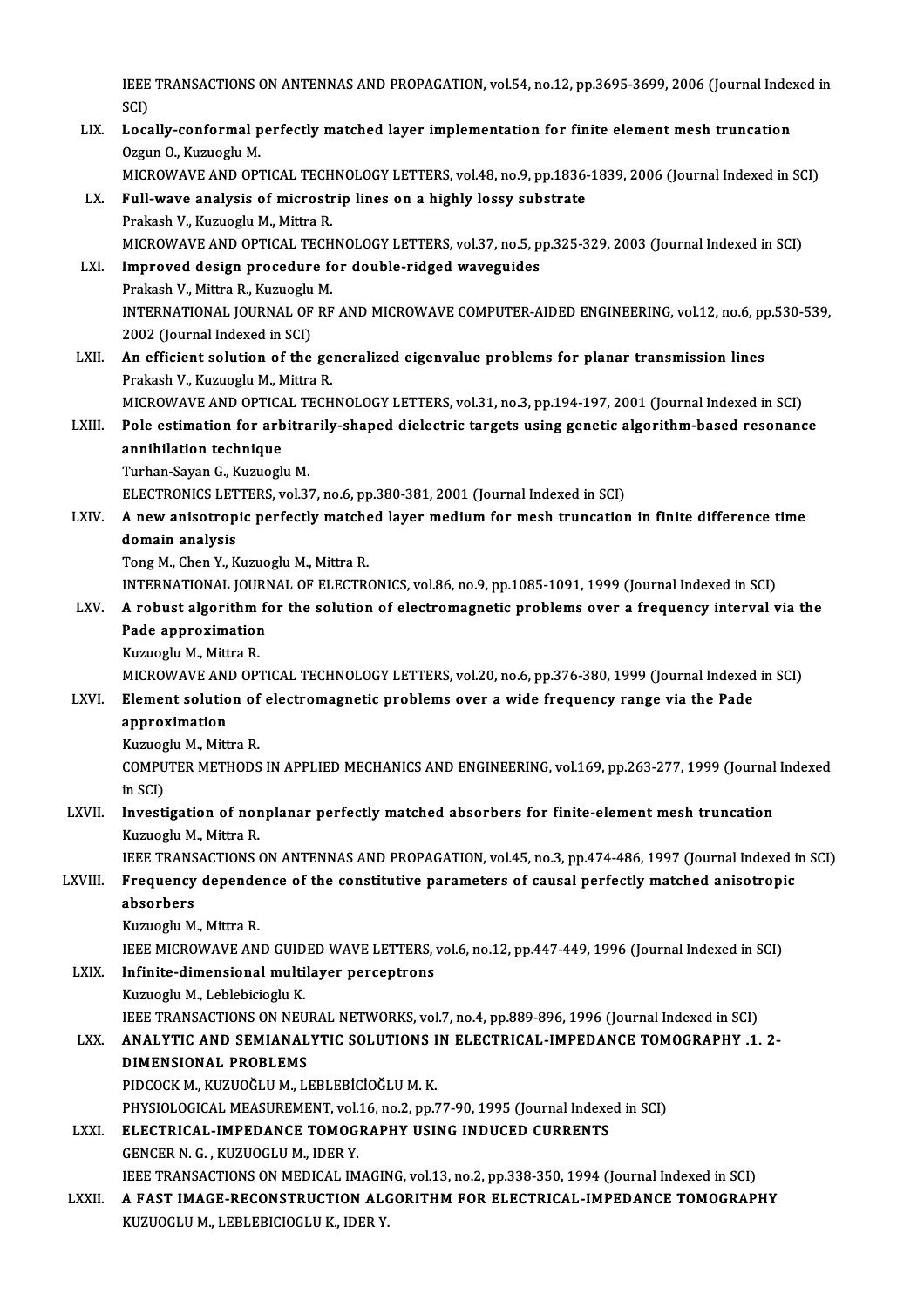IEEE TRANSACTIONS ON ANTENNAS AND PROPAGATION, vol.54, no.12, pp.3695-3699, 2006 (Journal Indexed in SCI)

LIX. **Locally-conformal perfectly matched layer implementation for finite element mesh truncation**
Ozgun O., Kuzuoglu M.
MICROWAVE AND OPTICAL TECHNOLOGY LETTERS, vol.48, no.9, pp.1836-1839, 2006 (Journal Indexed in SCI)

LX. **Full-wave analysis of microstrip lines on a highly lossy substrate**
Prakash V., Kuzuoglu M., Mittra R.
MICROWAVE AND OPTICAL TECHNOLOGY LETTERS, vol.37, no.5, pp.325-329, 2003 (Journal Indexed in SCI)

LXI. **Improved design procedure for double-ridged waveguides**
Prakash V., Mittra R., Kuzuoglu M.
INTERNATIONAL JOURNAL OF RF AND MICROWAVE COMPUTER-AIDED ENGINEERING, vol.12, no.6, pp.530-539, 2002 (Journal Indexed in SCI)

LXII. **An efficient solution of the generalized eigenvalue problems for planar transmission lines**
Prakash V., Kuzuoglu M., Mittra R.
MICROWAVE AND OPTICAL TECHNOLOGY LETTERS, vol.31, no.3, pp.194-197, 2001 (Journal Indexed in SCI)

LXIII. **Pole estimation for arbitrarily-shaped dielectric targets using genetic algorithm-based resonance annihilation technique**
Turhan-Sayan G., Kuzuoglu M.
ELECTRONICS LETTERS, vol.37, no.6, pp.380-381, 2001 (Journal Indexed in SCI)

LXIV. **A new anisotropic perfectly matched layer medium for mesh truncation in finite difference time domain analysis**
Tong M., Chen Y., Kuzuoglu M., Mittra R.
INTERNATIONAL JOURNAL OF ELECTRONICS, vol.86, no.9, pp.1085-1091, 1999 (Journal Indexed in SCI)

LXV. **A robust algorithm for the solution of electromagnetic problems over a frequency interval via the Pade approximation**
Kuzuoglu M., Mittra R.
MICROWAVE AND OPTICAL TECHNOLOGY LETTERS, vol.20, no.6, pp.376-380, 1999 (Journal Indexed in SCI)

LXVI. **Element solution of electromagnetic problems over a wide frequency range via the Pade approximation**
Kuzuoglu M., Mittra R.
COMPUTER METHODS IN APPLIED MECHANICS AND ENGINEERING, vol.169, pp.263-277, 1999 (Journal Indexed in SCI)

LXVII. **Investigation of nonplanar perfectly matched absorbers for finite-element mesh truncation**
Kuzuoglu M., Mittra R.
IEEE TRANSACTIONS ON ANTENNAS AND PROPAGATION, vol.45, no.3, pp.474-486, 1997 (Journal Indexed in SCI)

LXVIII. **Frequency dependence of the constitutive parameters of causal perfectly matched anisotropic absorbers**
Kuzuoglu M., Mittra R.
IEEE MICROWAVE AND GUIDED WAVE LETTERS, vol.6, no.12, pp.447-449, 1996 (Journal Indexed in SCI)

LXIX. **Infinite-dimensional multilayer perceptrons**
Kuzuoglu M., Leblebicioglu K.
IEEE TRANSACTIONS ON NEURAL NETWORKS, vol.7, no.4, pp.889-896, 1996 (Journal Indexed in SCI)

LXX. **ANALYTIC AND SEMIANALYTIC SOLUTIONS IN ELECTRICAL-IMPEDANCE TOMOGRAPHY .1. 2-DIMENSIONAL PROBLEMS**
PIDCOCK M., KUZUOĞLU M., LEBLEBİCİOĞLU M. K.
PHYSIOLOGICAL MEASUREMENT, vol.16, no.2, pp.77-90, 1995 (Journal Indexed in SCI)

LXXI. **ELECTRICAL-IMPEDANCE TOMOGRAPHY USING INDUCED CURRENTS**
GENCER N. G. , KUZUOGLU M., IDER Y.
IEEE TRANSACTIONS ON MEDICAL IMAGING, vol.13, no.2, pp.338-350, 1994 (Journal Indexed in SCI)

LXXII. **A FAST IMAGE-RECONSTRUCTION ALGORITHM FOR ELECTRICAL-IMPEDANCE TOMOGRAPHY**
KUZUOGLU M., LEBLEBICIOGLU K., IDER Y.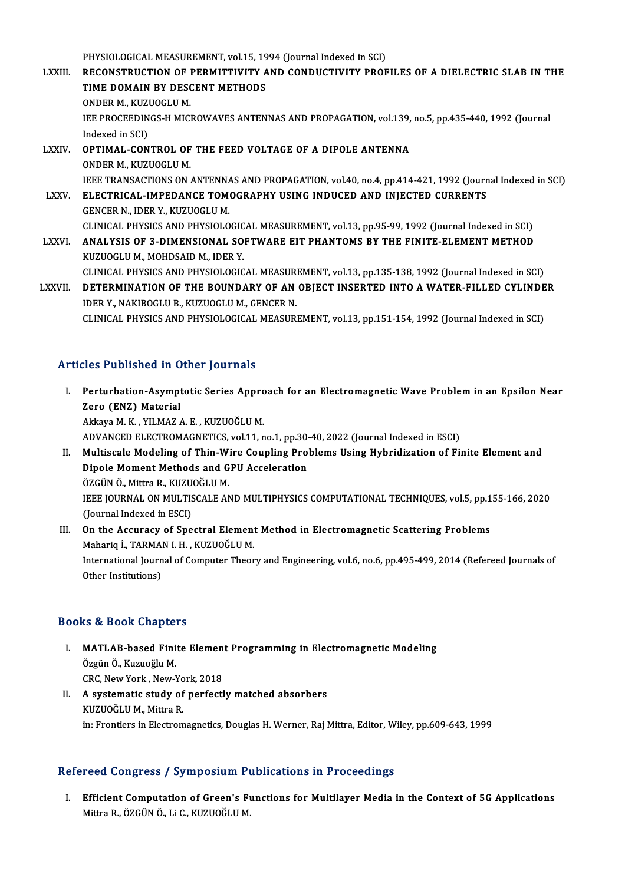PHYSIOLOGICAL MEASUREMENT, vol.15, 1994 (Journal Indexed in SCI)

LXXIII. **RECONSTRUCTION OF PERMITTIVITY AND CONDUCTIVITY PROFILES OF A DIELECTRIC SLAB IN THE TIME DOMAIN BY DESCENT METHODS**
ONDER M., KUZUOGLU M.
IEE PROCEEDINGS-H MICROWAVES ANTENNAS AND PROPAGATION, vol.139, no.5, pp.435-440, 1992 (Journal Indexed in SCI)

LXXIV. **OPTIMAL-CONTROL OF THE FEED VOLTAGE OF A DIPOLE ANTENNA**
ONDER M., KUZUOGLU M.
IEEE TRANSACTIONS ON ANTENNAS AND PROPAGATION, vol.40, no.4, pp.414-421, 1992 (Journal Indexed in SCI)

LXXV. **ELECTRICAL-IMPEDANCE TOMOGRAPHY USING INDUCED AND INJECTED CURRENTS**
GENCER N., IDER Y., KUZUOGLU M.
CLINICAL PHYSICS AND PHYSIOLOGICAL MEASUREMENT, vol.13, pp.95-99, 1992 (Journal Indexed in SCI)

LXXVI. **ANALYSIS OF 3-DIMENSIONAL SOFTWARE EIT PHANTOMS BY THE FINITE-ELEMENT METHOD**
KUZUOGLU M., MOHDSAID M., IDER Y.
CLINICAL PHYSICS AND PHYSIOLOGICAL MEASUREMENT, vol.13, pp.135-138, 1992 (Journal Indexed in SCI)

LXXVII. **DETERMINATION OF THE BOUNDARY OF AN OBJECT INSERTED INTO A WATER-FILLED CYLINDER**
IDER Y., NAKIBOGLU B., KUZUOGLU M., GENCER N.
CLINICAL PHYSICS AND PHYSIOLOGICAL MEASUREMENT, vol.13, pp.151-154, 1992 (Journal Indexed in SCI)

## Articles Published in Other Journals

I. **Perturbation-Asymptotic Series Approach for an Electromagnetic Wave Problem in an Epsilon Near Zero (ENZ) Material**
Akkaya M. K. , YILMAZ A. E. , KUZUOĞLU M.
ADVANCED ELECTROMAGNETICS, vol.11, no.1, pp.30-40, 2022 (Journal Indexed in ESCI)

II. **Multiscale Modeling of Thin-Wire Coupling Problems Using Hybridization of Finite Element and Dipole Moment Methods and GPU Acceleration**
ÖZGÜN Ö., Mittra R., KUZUOĞLU M.
IEEE JOURNAL ON MULTISCALE AND MULTIPHYSICS COMPUTATIONAL TECHNIQUES, vol.5, pp.155-166, 2020 (Journal Indexed in ESCI)

III. **On the Accuracy of Spectral Element Method in Electromagnetic Scattering Problems**
Mahariq İ., TARMAN I. H. , KUZUOĞLU M.
International Journal of Computer Theory and Engineering, vol.6, no.6, pp.495-499, 2014 (Refereed Journals of Other Institutions)

## Books & Book Chapters

I. **MATLAB-based Finite Element Programming in Electromagnetic Modeling**
Özgün Ö., Kuzuoğlu M.
CRC, New York , New-York, 2018

II. **A systematic study of perfectly matched absorbers**
KUZUOĞLU M., Mittra R.
in: Frontiers in Electromagnetics, Douglas H. Werner, Raj Mittra, Editor, Wiley, pp.609-643, 1999

## Refereed Congress / Symposium Publications in Proceedings

I. **Efficient Computation of Green's Functions for Multilayer Media in the Context of 5G Applications**
Mittra R., ÖZGÜN Ö., Li C., KUZUOĞLU M.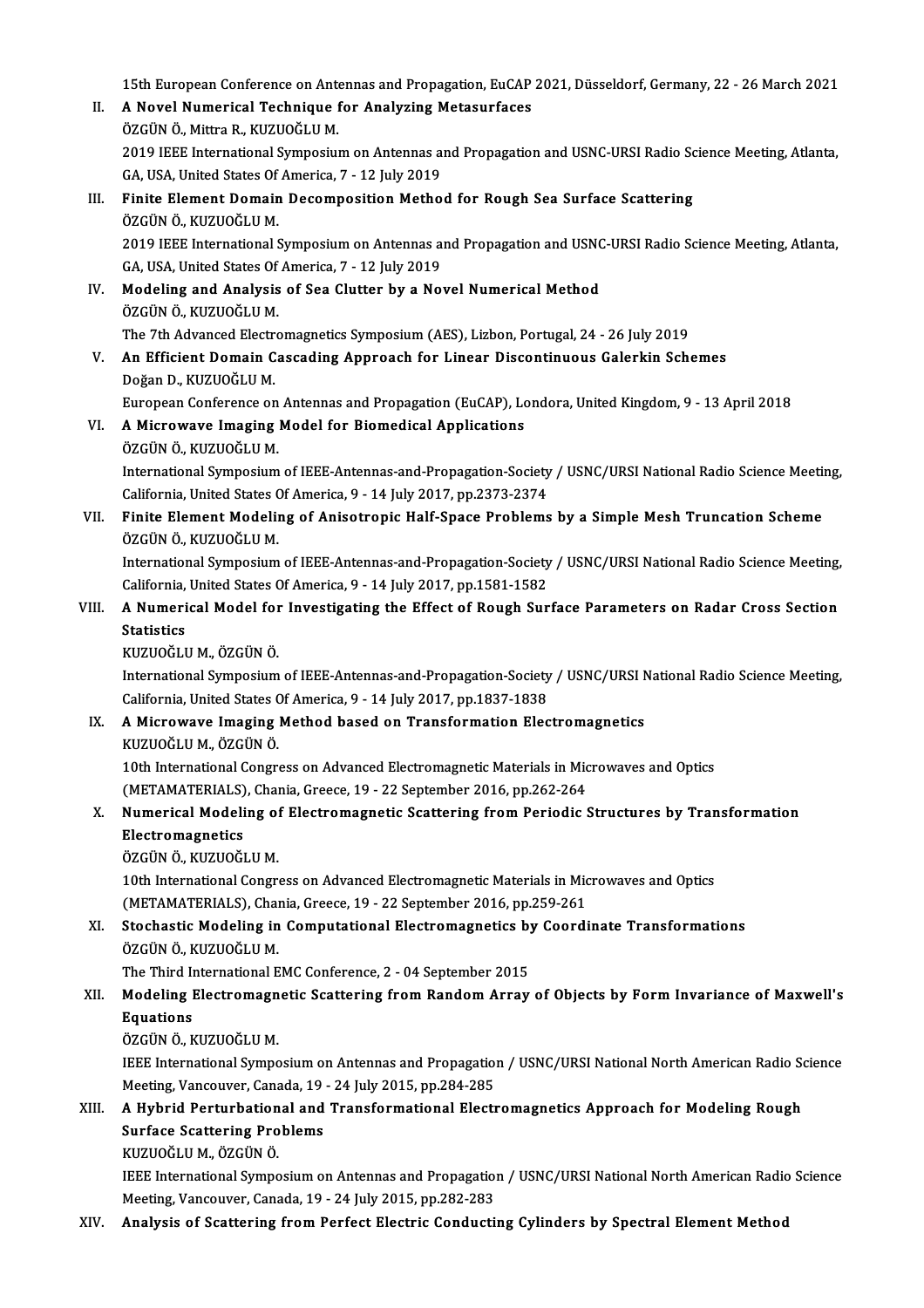15th European Conference on Antennas and Propagation, EuCAP 2021, Düsseldorf, Germany, 22 - 26 March 2021

II. **A Novel Numerical Technique for Analyzing Metasurfaces**
ÖZGÜN Ö., Mittra R., KUZUOĞLU M.
2019 IEEE International Symposium on Antennas and Propagation and USNC-URSI Radio Science Meeting, Atlanta, GA, USA, United States Of America, 7 - 12 July 2019

III. **Finite Element Domain Decomposition Method for Rough Sea Surface Scattering**
ÖZGÜN Ö., KUZUOĞLU M.
2019 IEEE International Symposium on Antennas and Propagation and USNC-URSI Radio Science Meeting, Atlanta, GA, USA, United States Of America, 7 - 12 July 2019

IV. **Modeling and Analysis of Sea Clutter by a Novel Numerical Method**
ÖZGÜN Ö., KUZUOĞLU M.
The 7th Advanced Electromagnetics Symposium (AES), Lizbon, Portugal, 24 - 26 July 2019

V. **An Efficient Domain Cascading Approach for Linear Discontinuous Galerkin Schemes**
Doğan D., KUZUOĞLU M.
European Conference on Antennas and Propagation (EuCAP), Londora, United Kingdom, 9 - 13 April 2018

VI. **A Microwave Imaging Model for Biomedical Applications**
ÖZGÜN Ö., KUZUOĞLU M.
International Symposium of IEEE-Antennas-and-Propagation-Society / USNC/URSI National Radio Science Meeting, California, United States Of America, 9 - 14 July 2017, pp.2373-2374

VII. **Finite Element Modeling of Anisotropic Half-Space Problems by a Simple Mesh Truncation Scheme**
ÖZGÜN Ö., KUZUOĞLU M.
International Symposium of IEEE-Antennas-and-Propagation-Society / USNC/URSI National Radio Science Meeting, California, United States Of America, 9 - 14 July 2017, pp.1581-1582

VIII. **A Numerical Model for Investigating the Effect of Rough Surface Parameters on Radar Cross Section Statistics**
KUZUOĞLU M., ÖZGÜN Ö.
International Symposium of IEEE-Antennas-and-Propagation-Society / USNC/URSI National Radio Science Meeting, California, United States Of America, 9 - 14 July 2017, pp.1837-1838

IX. **A Microwave Imaging Method based on Transformation Electromagnetics**
KUZUOĞLU M., ÖZGÜN Ö.
10th International Congress on Advanced Electromagnetic Materials in Microwaves and Optics (METAMATERIALS), Chania, Greece, 19 - 22 September 2016, pp.262-264

X. **Numerical Modeling of Electromagnetic Scattering from Periodic Structures by Transformation Electromagnetics**
ÖZGÜN Ö., KUZUOĞLU M.
10th International Congress on Advanced Electromagnetic Materials in Microwaves and Optics (METAMATERIALS), Chania, Greece, 19 - 22 September 2016, pp.259-261

XI. **Stochastic Modeling in Computational Electromagnetics by Coordinate Transformations**
ÖZGÜN Ö., KUZUOĞLU M.
The Third International EMC Conference, 2 - 04 September 2015

XII. **Modeling Electromagnetic Scattering from Random Array of Objects by Form Invariance of Maxwell's Equations**
ÖZGÜN Ö., KUZUOĞLU M.
IEEE International Symposium on Antennas and Propagation / USNC/URSI National North American Radio Science Meeting, Vancouver, Canada, 19 - 24 July 2015, pp.284-285

XIII. **A Hybrid Perturbational and Transformational Electromagnetics Approach for Modeling Rough Surface Scattering Problems**
KUZUOĞLU M., ÖZGÜN Ö.
IEEE International Symposium on Antennas and Propagation / USNC/URSI National North American Radio Science Meeting, Vancouver, Canada, 19 - 24 July 2015, pp.282-283

XIV. **Analysis of Scattering from Perfect Electric Conducting Cylinders by Spectral Element Method**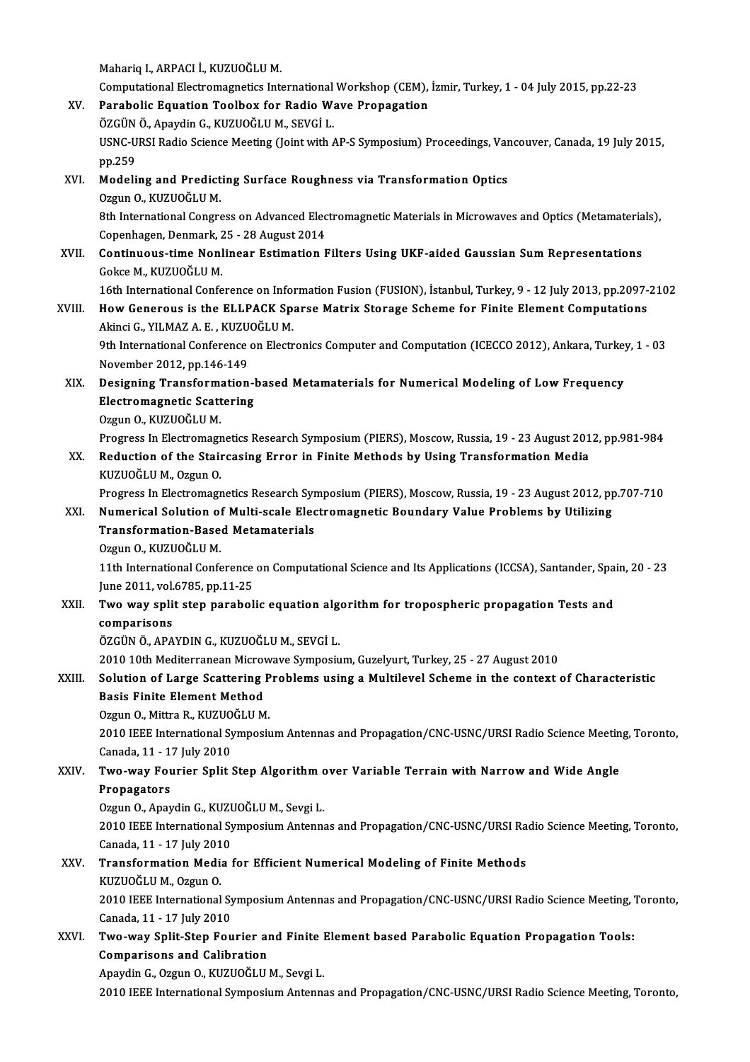Mahariq I., ARPACI İ., KUZUOĞLU M.
Computational Electromagnetics International Workshop (CEM), İzmir, Turkey, 1 - 04 July 2015, pp.22-23

XV. **Parabolic Equation Toolbox for Radio Wave Propagation**
ÖZGÜN Ö., Apaydin G., KUZUOĞLU M., SEVGİ L.
USNC-URSI Radio Science Meeting (Joint with AP-S Symposium) Proceedings, Vancouver, Canada, 19 July 2015, pp.259

XVI. **Modeling and Predicting Surface Roughness via Transformation Optics**
Ozgun O., KUZUOĞLU M.
8th International Congress on Advanced Electromagnetic Materials in Microwaves and Optics (Metamaterials), Copenhagen, Denmark, 25 - 28 August 2014

XVII. **Continuous-time Nonlinear Estimation Filters Using UKF-aided Gaussian Sum Representations**
Gokce M., KUZUOĞLU M.
16th International Conference on Information Fusion (FUSION), İstanbul, Turkey, 9 - 12 July 2013, pp.2097-2102

XVIII. **How Generous is the ELLPACK Sparse Matrix Storage Scheme for Finite Element Computations**
Akinci G., YILMAZ A. E. , KUZUOĞLU M.
9th International Conference on Electronics Computer and Computation (ICECCO 2012), Ankara, Turkey, 1 - 03 November 2012, pp.146-149

XIX. **Designing Transformation-based Metamaterials for Numerical Modeling of Low Frequency Electromagnetic Scattering**
Ozgun O., KUZUOĞLU M.
Progress In Electromagnetics Research Symposium (PIERS), Moscow, Russia, 19 - 23 August 2012, pp.981-984

XX. **Reduction of the Staircasing Error in Finite Methods by Using Transformation Media**
KUZUOĞLU M., Ozgun O.
Progress In Electromagnetics Research Symposium (PIERS), Moscow, Russia, 19 - 23 August 2012, pp.707-710

XXI. **Numerical Solution of Multi-scale Electromagnetic Boundary Value Problems by Utilizing Transformation-Based Metamaterials**
Ozgun O., KUZUOĞLU M.
11th International Conference on Computational Science and Its Applications (ICCSA), Santander, Spain, 20 - 23 June 2011, vol.6785, pp.11-25

XXII. **Two way split step parabolic equation algorithm for tropospheric propagation Tests and comparisons**
ÖZGÜN Ö., APAYDIN G., KUZUOĞLU M., SEVGİ L.
2010 10th Mediterranean Microwave Symposium, Guzelyurt, Turkey, 25 - 27 August 2010

XXIII. **Solution of Large Scattering Problems using a Multilevel Scheme in the context of Characteristic Basis Finite Element Method**
Ozgun O., Mittra R., KUZUOĞLU M.
2010 IEEE International Symposium Antennas and Propagation/CNC-USNC/URSI Radio Science Meeting, Toronto, Canada, 11 - 17 July 2010

XXIV. **Two-way Fourier Split Step Algorithm over Variable Terrain with Narrow and Wide Angle Propagators**
Ozgun O., Apaydin G., KUZUOĞLU M., Sevgi L.
2010 IEEE International Symposium Antennas and Propagation/CNC-USNC/URSI Radio Science Meeting, Toronto, Canada, 11 - 17 July 2010

XXV. **Transformation Media for Efficient Numerical Modeling of Finite Methods**
KUZUOĞLU M., Ozgun O.
2010 IEEE International Symposium Antennas and Propagation/CNC-USNC/URSI Radio Science Meeting, Toronto, Canada, 11 - 17 July 2010

XXVI. **Two-way Split-Step Fourier and Finite Element based Parabolic Equation Propagation Tools: Comparisons and Calibration**
Apaydin G., Ozgun O., KUZUOĞLU M., Sevgi L.
2010 IEEE International Symposium Antennas and Propagation/CNC-USNC/URSI Radio Science Meeting, Toronto,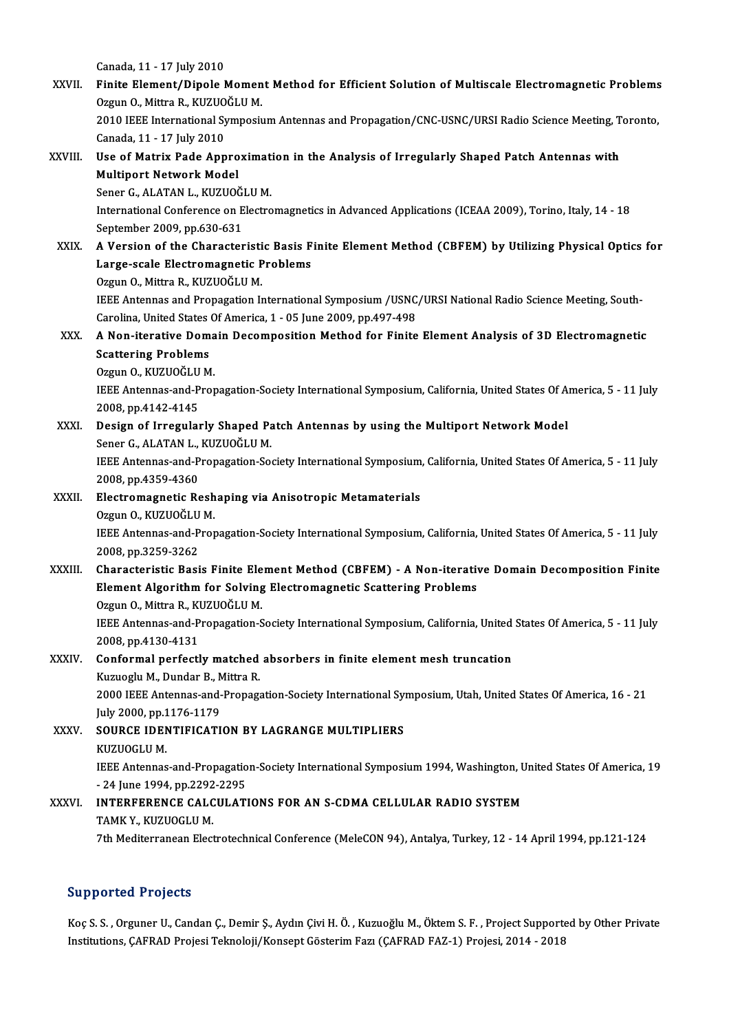Canada, 11 - 17 July 2010

XXVII. **Finite Element/Dipole Moment Method for Efficient Solution of Multiscale Electromagnetic Problems**
Ozgun O., Mittra R., KUZUOĞLU M.
2010 IEEE International Symposium Antennas and Propagation/CNC-USNC/URSI Radio Science Meeting, Toronto, Canada, 11 - 17 July 2010

XXVIII. **Use of Matrix Pade Approximation in the Analysis of Irregularly Shaped Patch Antennas with Multiport Network Model**
Sener G., ALATAN L., KUZUOĞLU M.
International Conference on Electromagnetics in Advanced Applications (ICEAA 2009), Torino, Italy, 14 - 18 September 2009, pp.630-631

XXIX. **A Version of the Characteristic Basis Finite Element Method (CBFEM) by Utilizing Physical Optics for Large-scale Electromagnetic Problems**
Ozgun O., Mittra R., KUZUOĞLU M.
IEEE Antennas and Propagation International Symposium /USNC/URSI National Radio Science Meeting, South-Carolina, United States Of America, 1 - 05 June 2009, pp.497-498

XXX. **A Non-iterative Domain Decomposition Method for Finite Element Analysis of 3D Electromagnetic Scattering Problems**
Ozgun O., KUZUOĞLU M.
IEEE Antennas-and-Propagation-Society International Symposium, California, United States Of America, 5 - 11 July 2008, pp.4142-4145

XXXI. **Design of Irregularly Shaped Patch Antennas by using the Multiport Network Model**
Sener G., ALATAN L., KUZUOĞLU M.
IEEE Antennas-and-Propagation-Society International Symposium, California, United States Of America, 5 - 11 July 2008, pp.4359-4360

XXXII. **Electromagnetic Reshaping via Anisotropic Metamaterials**
Ozgun O., KUZUOĞLU M.
IEEE Antennas-and-Propagation-Society International Symposium, California, United States Of America, 5 - 11 July 2008, pp.3259-3262

XXXIII. **Characteristic Basis Finite Element Method (CBFEM) - A Non-iterative Domain Decomposition Finite Element Algorithm for Solving Electromagnetic Scattering Problems**
Ozgun O., Mittra R., KUZUOĞLU M.
IEEE Antennas-and-Propagation-Society International Symposium, California, United States Of America, 5 - 11 July 2008, pp.4130-4131

XXXIV. **Conformal perfectly matched absorbers in finite element mesh truncation**
Kuzuoglu M., Dundar B., Mittra R.
2000 IEEE Antennas-and-Propagation-Society International Symposium, Utah, United States Of America, 16 - 21 July 2000, pp.1176-1179

XXXV. **SOURCE IDENTIFICATION BY LAGRANGE MULTIPLIERS**
KUZUOGLU M.
IEEE Antennas-and-Propagation-Society International Symposium 1994, Washington, United States Of America, 19 - 24 June 1994, pp.2292-2295

XXXVI. **INTERFERENCE CALCULATIONS FOR AN S-CDMA CELLULAR RADIO SYSTEM**
TAMK Y., KUZUOGLU M.
7th Mediterranean Electrotechnical Conference (MeleCON 94), Antalya, Turkey, 12 - 14 April 1994, pp.121-124

## Supported Projects

Koç S. S. , Orguner U., Candan Ç., Demir Ş., Aydın Çivi H. Ö. , Kuzuoğlu M., Öktem S. F. , Project Supported by Other Private Institutions, ÇAFRAD Projesi Teknoloji/Konsept Gösterim Fazı (ÇAFRAD FAZ-1) Projesi, 2014 - 2018